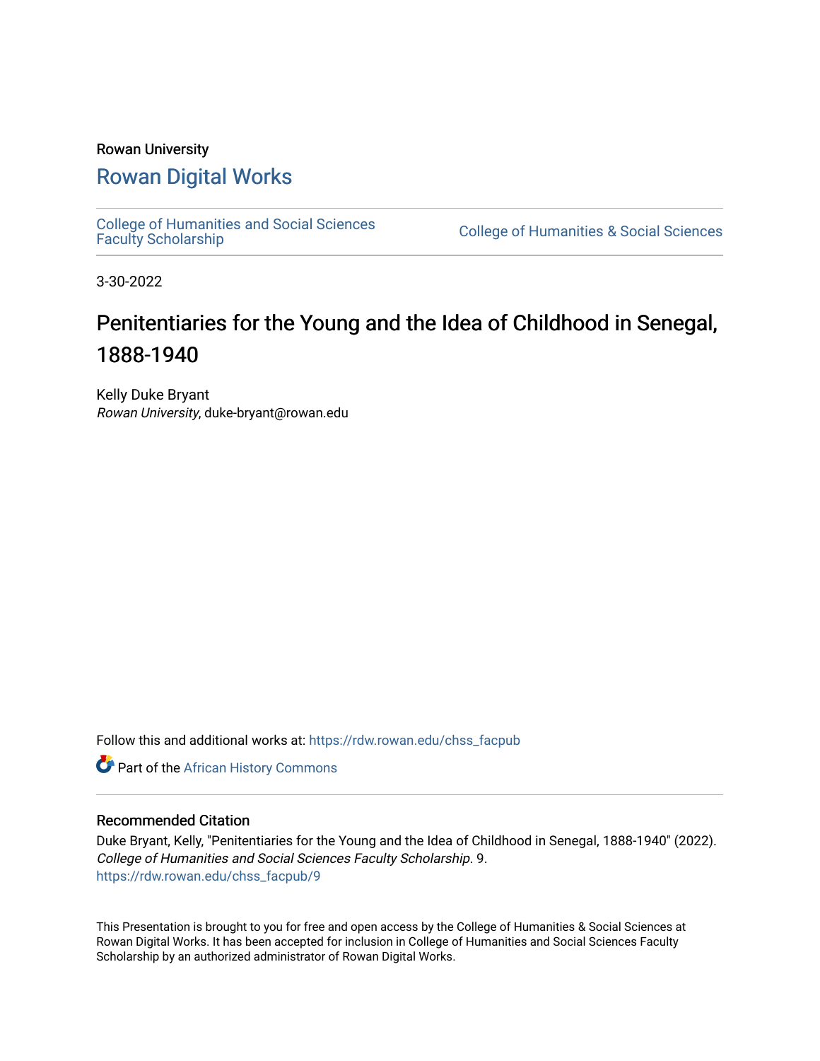Rowan University

## Rowan Digital Works

College of Humanities and Social Sciences Faculty Scholarship

College of Humanities & Social Sciences

3-30-2022

# Penitentiaries for the Young and the Idea of Childhood in Senegal, 1888-1940

Kelly Duke Bryant
*Rowan University*, duke-bryant@rowan.edu

Follow this and additional works at: https://rdw.rowan.edu/chss_facpub

Part of the African History Commons

### Recommended Citation

Duke Bryant, Kelly, "Penitentiaries for the Young and the Idea of Childhood in Senegal, 1888-1940" (2022). *College of Humanities and Social Sciences Faculty Scholarship*. 9.
https://rdw.rowan.edu/chss_facpub/9

This Presentation is brought to you for free and open access by the College of Humanities & Social Sciences at Rowan Digital Works. It has been accepted for inclusion in College of Humanities and Social Sciences Faculty Scholarship by an authorized administrator of Rowan Digital Works.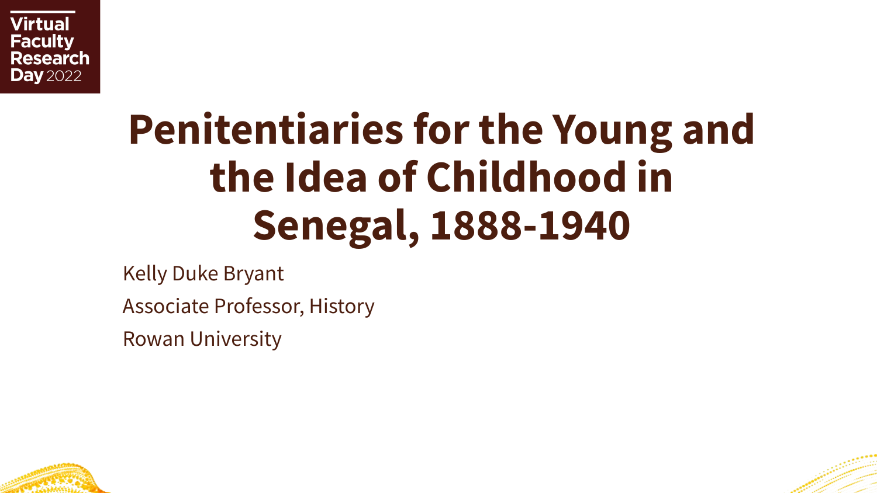Virtual Faculty Research Day 2022

# Penitentiaries for the Young and the Idea of Childhood in Senegal, 1888-1940

Kelly Duke Bryant

Associate Professor, History

Rowan University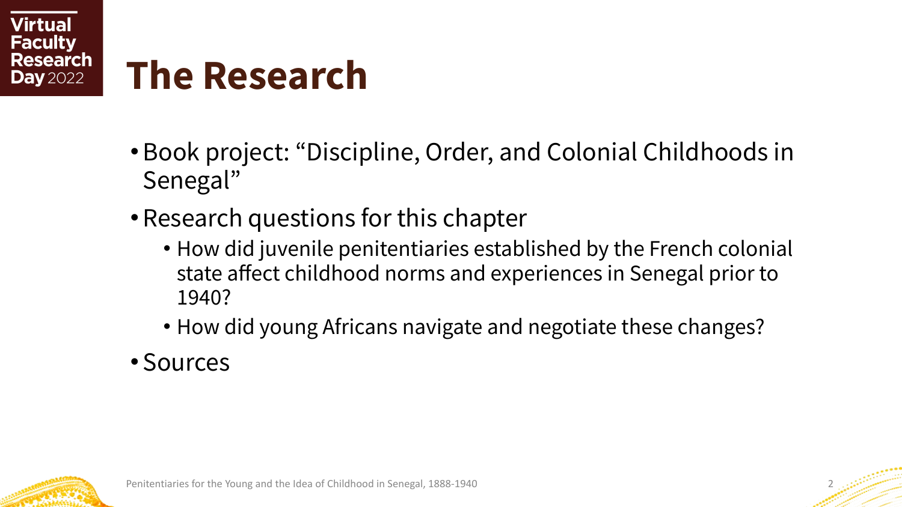# The Research

- Book project: "Discipline, Order, and Colonial Childhoods in Senegal"
- Research questions for this chapter
  - How did juvenile penitentiaries established by the French colonial state affect childhood norms and experiences in Senegal prior to 1940?
  - How did young Africans navigate and negotiate these changes?
- Sources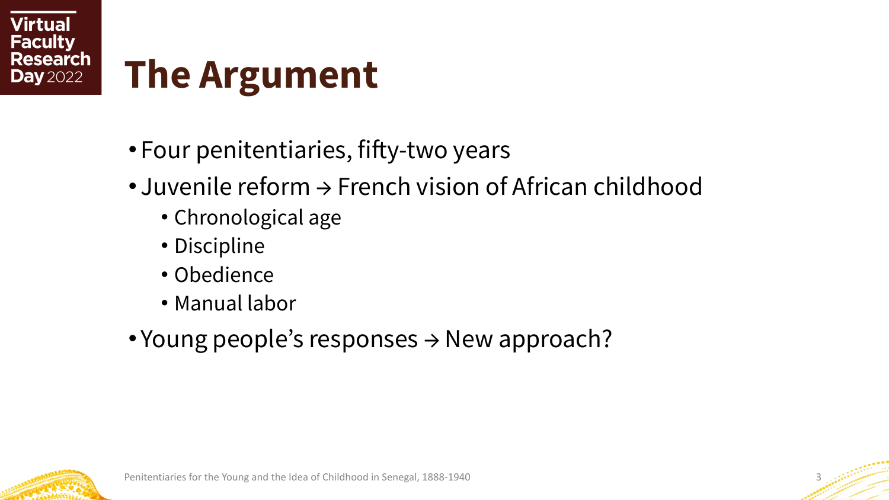# The Argument

- Four penitentiaries, fifty-two years
- Juvenile reform → French vision of African childhood
  - Chronological age
  - Discipline
  - Obedience
  - Manual labor
- Young people's responses → New approach?